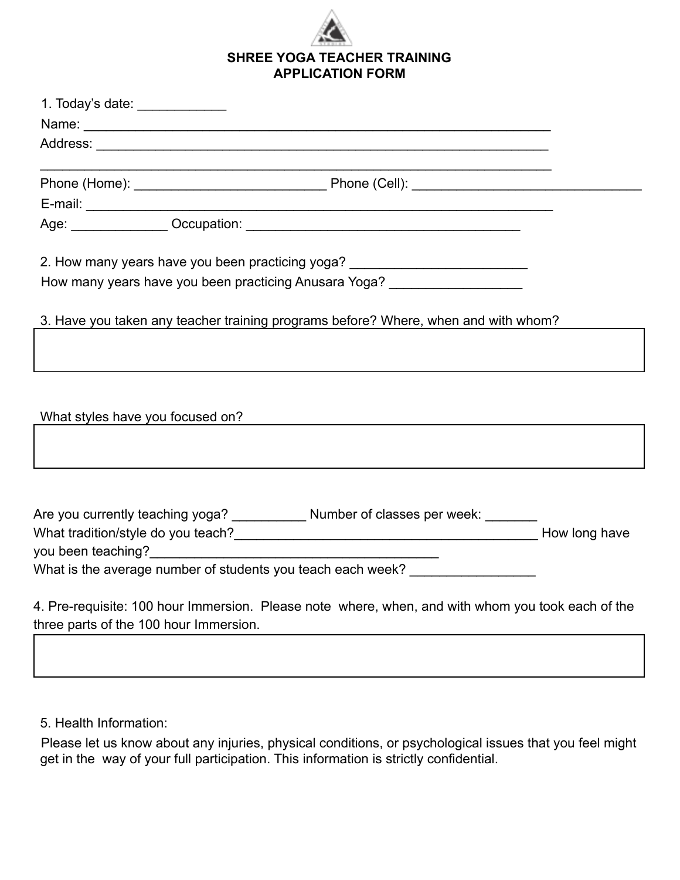# SHREE YOGA TEACHER TRAINING
# APPLICATION FORM

1. Today's date: ____________

Name: ________________________________________________________________

Address: ______________________________________________________________

______________________________________________________________________

Phone (Home): __________________________ Phone (Cell): _______________________________

E-mail: _______________________________________________________________

Age: _____________ Occupation: _____________________________________

2. How many years have you been practicing yoga? ________________________

How many years have you been practicing Anusara Yoga? __________________

3. Have you taken any teacher training programs before? Where, when and with whom?

What styles have you focused on?

Are you currently teaching yoga? __________ Number of classes per week: _______

What tradition/style do you teach?__________________________________________ How long have you been teaching?________________________________________

What is the average number of students you teach each week? _________________

4. Pre-requisite: 100 hour Immersion. Please note where, when, and with whom you took each of the three parts of the 100 hour Immersion.

5. Health Information:

Please let us know about any injuries, physical conditions, or psychological issues that you feel might get in the way of your full participation. This information is strictly confidential.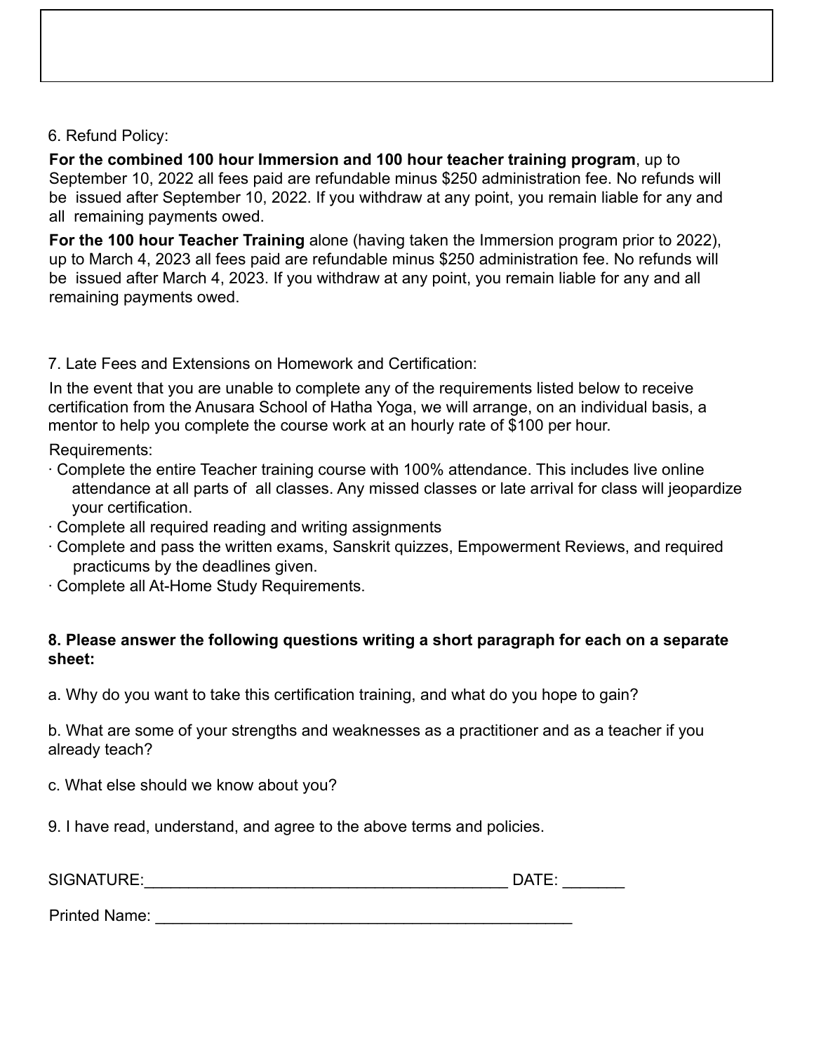6. Refund Policy:

**For the combined 100 hour Immersion and 100 hour teacher training program**, up to September 10, 2022 all fees paid are refundable minus $250 administration fee. No refunds will be issued after September 10, 2022. If you withdraw at any point, you remain liable for any and all remaining payments owed.

**For the 100 hour Teacher Training** alone (having taken the Immersion program prior to 2022), up to March 4, 2023 all fees paid are refundable minus $250 administration fee. No refunds will be issued after March 4, 2023. If you withdraw at any point, you remain liable for any and all remaining payments owed.

7. Late Fees and Extensions on Homework and Certification:

In the event that you are unable to complete any of the requirements listed below to receive certification from the Anusara School of Hatha Yoga, we will arrange, on an individual basis, a mentor to help you complete the course work at an hourly rate of $100 per hour.

Requirements:

- Complete the entire Teacher training course with 100% attendance. This includes live online attendance at all parts of all classes. Any missed classes or late arrival for class will jeopardize your certification.
- Complete all required reading and writing assignments
- Complete and pass the written exams, Sanskrit quizzes, Empowerment Reviews, and required practicums by the deadlines given.
- Complete all At-Home Study Requirements.

**8. Please answer the following questions writing a short paragraph for each on a separate sheet:**

a. Why do you want to take this certification training, and what do you hope to gain?

b. What are some of your strengths and weaknesses as a practitioner and as a teacher if you already teach?

c. What else should we know about you?

9. I have read, understand, and agree to the above terms and policies.

SIGNATURE:_________________________________________ DATE: _______

Printed Name: _______________________________________________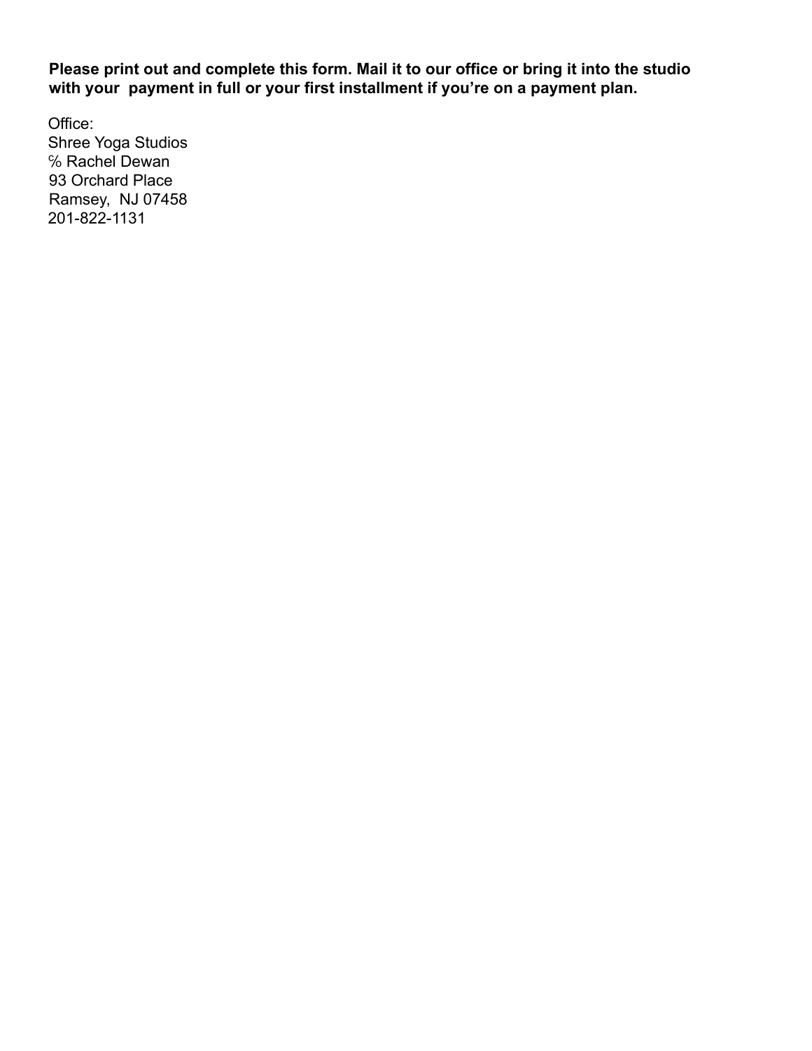**Please print out and complete this form. Mail it to our office or bring it into the studio with your payment in full or your first installment if you're on a payment plan.**

Office:
Shree Yoga Studios
℅ Rachel Dewan
93 Orchard Place
Ramsey, NJ 07458
201-822-1131